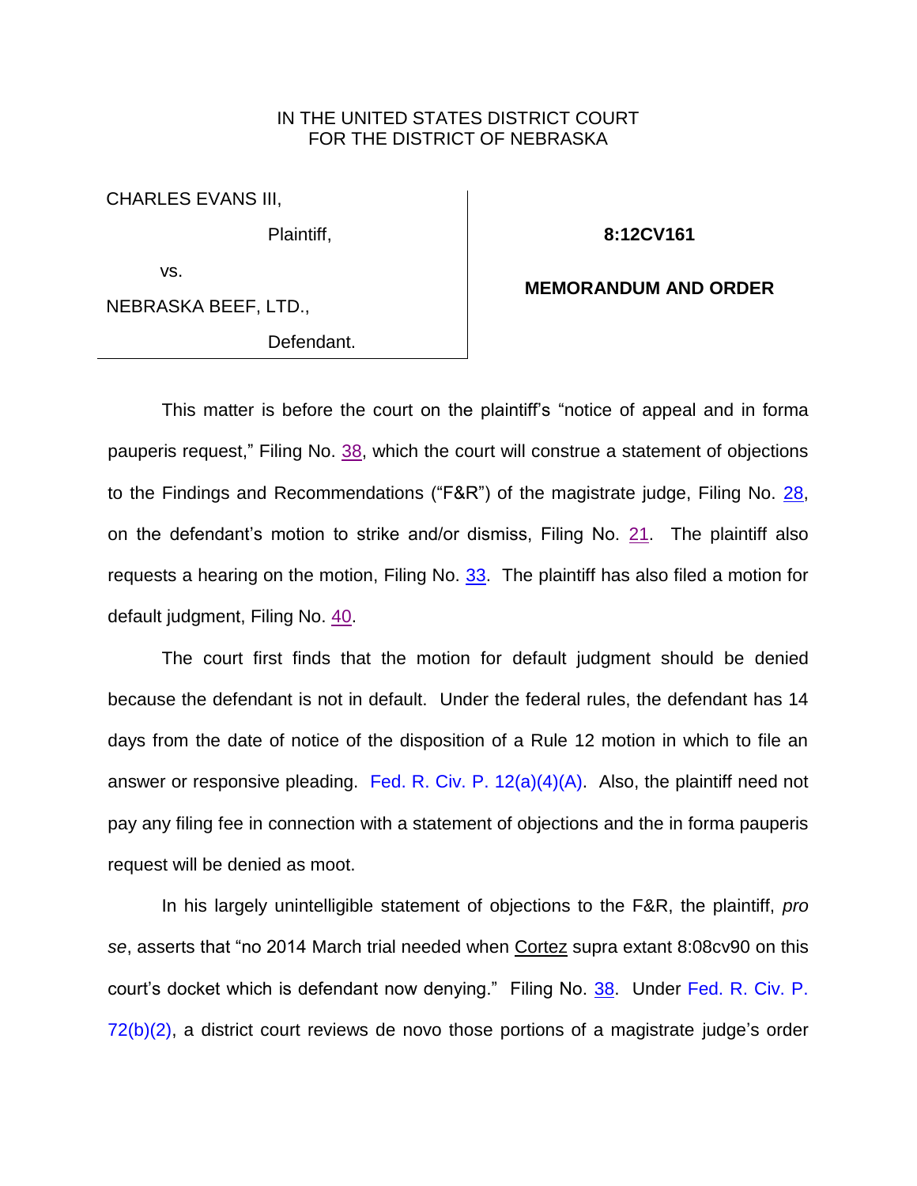IN THE UNITED STATES DISTRICT COURT
FOR THE DISTRICT OF NEBRASKA

| | |
|---|---|
| CHARLES EVANS III, | |
| Plaintiff, | **8:12CV161** |
| vs. | **MEMORANDUM AND ORDER** |
| NEBRASKA BEEF, LTD., | |
| Defendant. | |

This matter is before the court on the plaintiff's "notice of appeal and in forma pauperis request," Filing No. 38, which the court will construe a statement of objections to the Findings and Recommendations ("F&R") of the magistrate judge, Filing No. 28, on the defendant's motion to strike and/or dismiss, Filing No. 21. The plaintiff also requests a hearing on the motion, Filing No. 33. The plaintiff has also filed a motion for default judgment, Filing No. 40.

The court first finds that the motion for default judgment should be denied because the defendant is not in default. Under the federal rules, the defendant has 14 days from the date of notice of the disposition of a Rule 12 motion in which to file an answer or responsive pleading. Fed. R. Civ. P. 12(a)(4)(A). Also, the plaintiff need not pay any filing fee in connection with a statement of objections and the in forma pauperis request will be denied as moot.

In his largely unintelligible statement of objections to the F&R, the plaintiff, *pro se*, asserts that "no 2014 March trial needed when Cortez supra extant 8:08cv90 on this court's docket which is defendant now denying." Filing No. 38. Under Fed. R. Civ. P. 72(b)(2), a district court reviews de novo those portions of a magistrate judge's order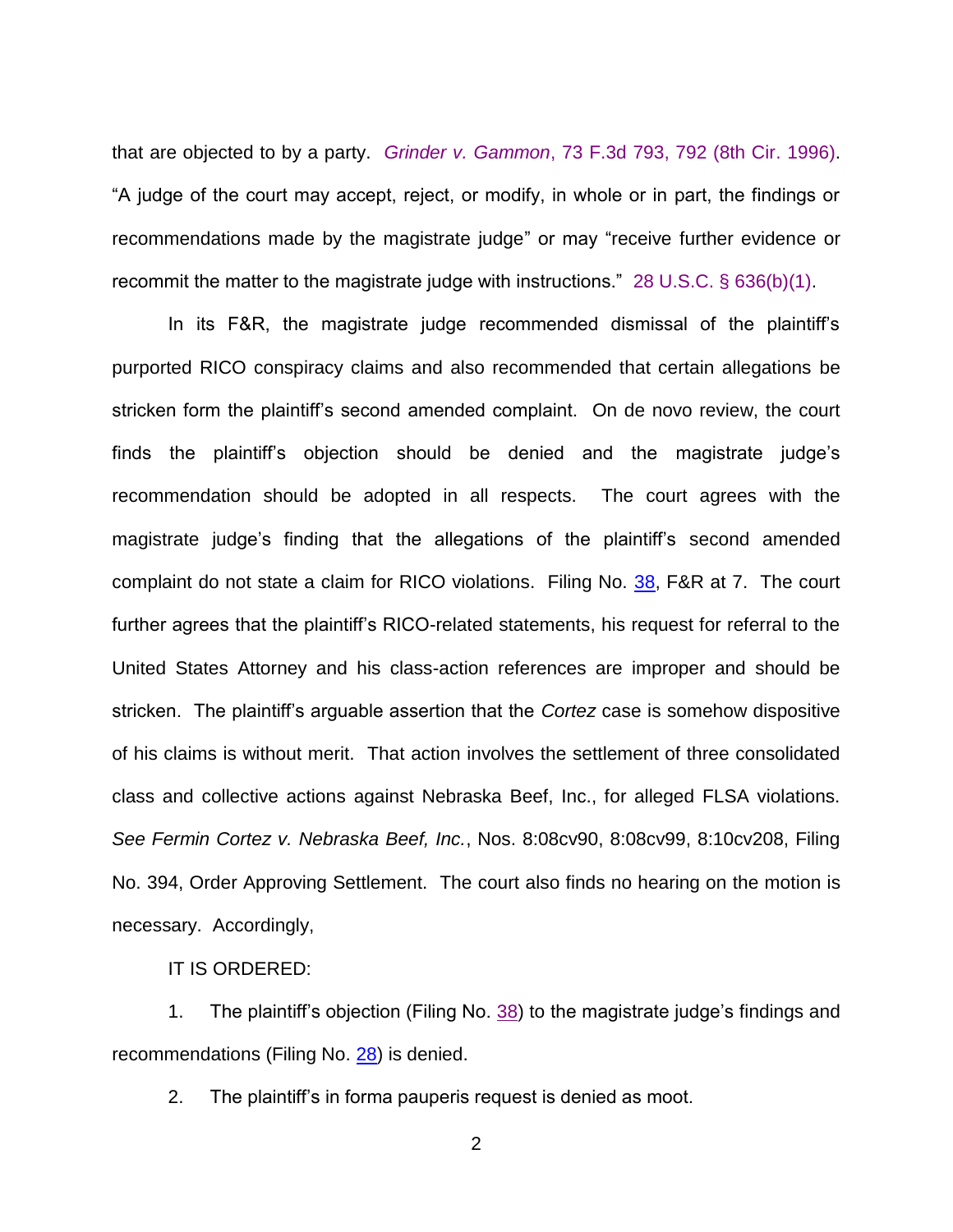that are objected to by a party. *Grinder v. Gammon*, 73 F.3d 793, 792 (8th Cir. 1996). "A judge of the court may accept, reject, or modify, in whole or in part, the findings or recommendations made by the magistrate judge" or may "receive further evidence or recommit the matter to the magistrate judge with instructions." 28 U.S.C. § 636(b)(1).

In its F&R, the magistrate judge recommended dismissal of the plaintiff's purported RICO conspiracy claims and also recommended that certain allegations be stricken form the plaintiff's second amended complaint. On de novo review, the court finds the plaintiff's objection should be denied and the magistrate judge's recommendation should be adopted in all respects. The court agrees with the magistrate judge's finding that the allegations of the plaintiff's second amended complaint do not state a claim for RICO violations. Filing No. 38, F&R at 7. The court further agrees that the plaintiff's RICO-related statements, his request for referral to the United States Attorney and his class-action references are improper and should be stricken. The plaintiff's arguable assertion that the *Cortez* case is somehow dispositive of his claims is without merit. That action involves the settlement of three consolidated class and collective actions against Nebraska Beef, Inc., for alleged FLSA violations. *See Fermin Cortez v. Nebraska Beef, Inc.*, Nos. 8:08cv90, 8:08cv99, 8:10cv208, Filing No. 394, Order Approving Settlement. The court also finds no hearing on the motion is necessary. Accordingly,

IT IS ORDERED:

1. The plaintiff's objection (Filing No. 38) to the magistrate judge's findings and recommendations (Filing No. 28) is denied.

2. The plaintiff's in forma pauperis request is denied as moot.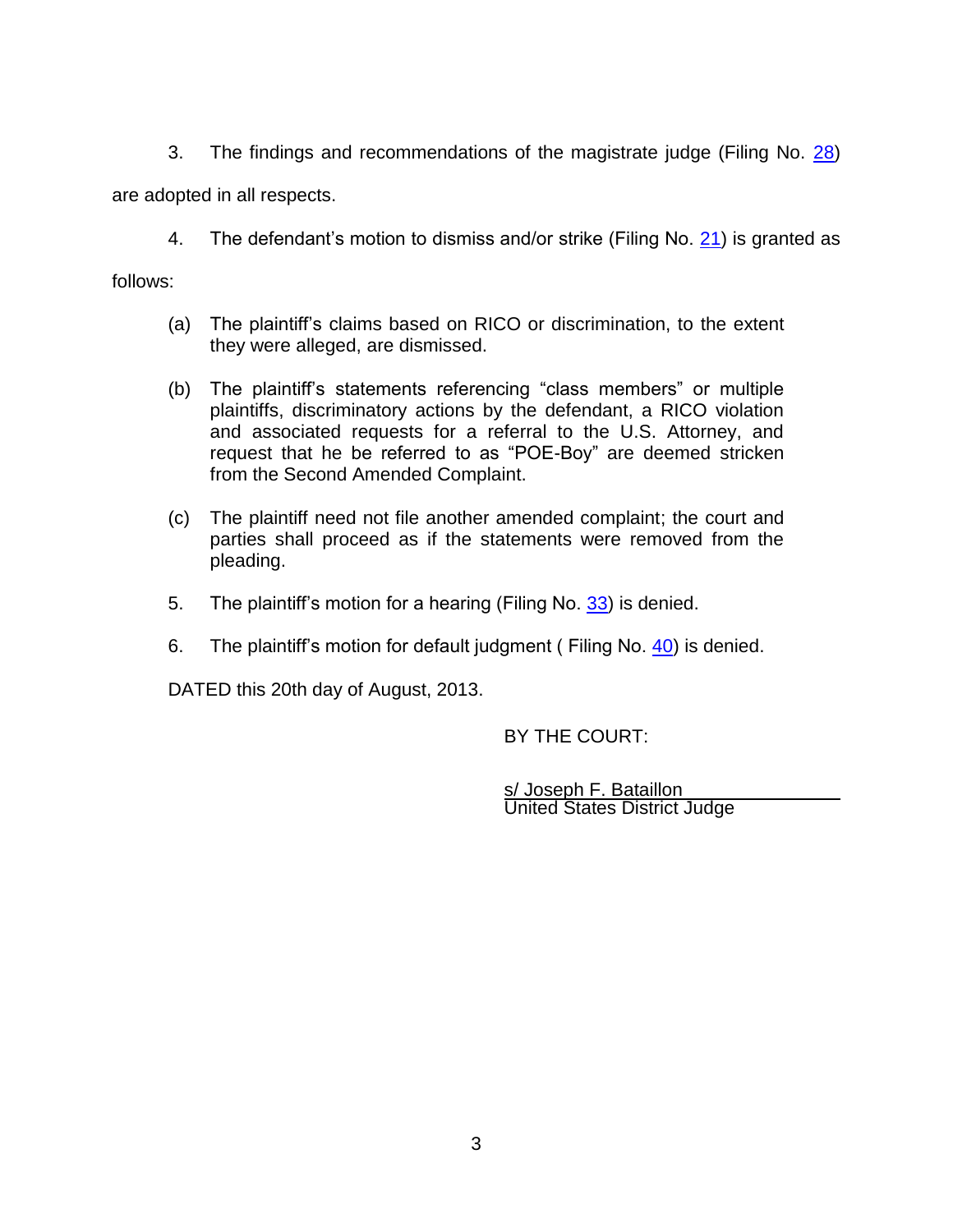3. The findings and recommendations of the magistrate judge (Filing No. 28) are adopted in all respects.

4. The defendant's motion to dismiss and/or strike (Filing No. 21) is granted as follows:

   (a) The plaintiff's claims based on RICO or discrimination, to the extent they were alleged, are dismissed.

   (b) The plaintiff's statements referencing "class members" or multiple plaintiffs, discriminatory actions by the defendant, a RICO violation and associated requests for a referral to the U.S. Attorney, and request that he be referred to as "POE-Boy" are deemed stricken from the Second Amended Complaint.

   (c) The plaintiff need not file another amended complaint; the court and parties shall proceed as if the statements were removed from the pleading.

5. The plaintiff's motion for a hearing (Filing No. 33) is denied.

6. The plaintiff's motion for default judgment ( Filing No. 40) is denied.

DATED this 20th day of August, 2013.

BY THE COURT:

s/ Joseph F. Bataillon
United States District Judge